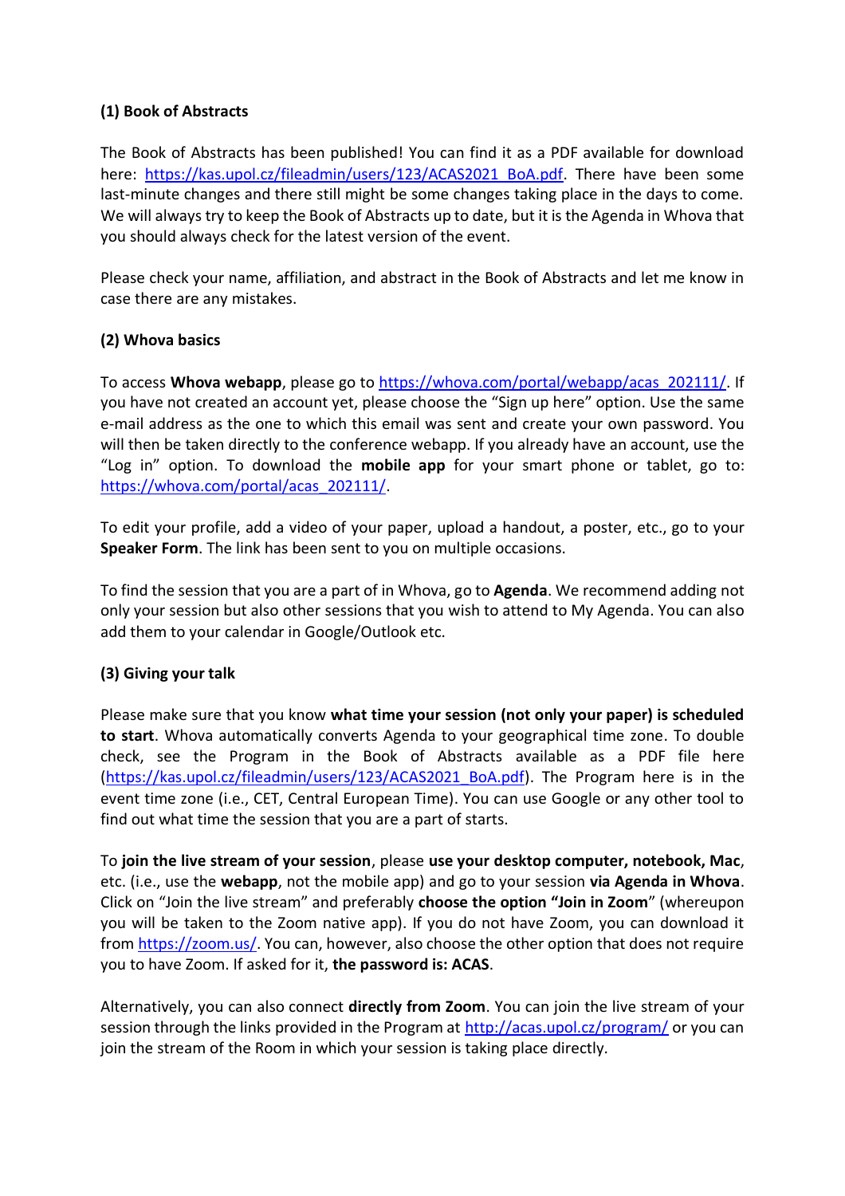**(1) Book of Abstracts**

The Book of Abstracts has been published! You can find it as a PDF available for download here: https://kas.upol.cz/fileadmin/users/123/ACAS2021_BoA.pdf. There have been some last-minute changes and there still might be some changes taking place in the days to come. We will always try to keep the Book of Abstracts up to date, but it is the Agenda in Whova that you should always check for the latest version of the event.

Please check your name, affiliation, and abstract in the Book of Abstracts and let me know in case there are any mistakes.

**(2) Whova basics**

To access **Whova webapp**, please go to https://whova.com/portal/webapp/acas_202111/. If you have not created an account yet, please choose the "Sign up here" option. Use the same e-mail address as the one to which this email was sent and create your own password. You will then be taken directly to the conference webapp. If you already have an account, use the "Log in" option. To download the **mobile app** for your smart phone or tablet, go to: https://whova.com/portal/acas_202111/.

To edit your profile, add a video of your paper, upload a handout, a poster, etc., go to your **Speaker Form**. The link has been sent to you on multiple occasions.

To find the session that you are a part of in Whova, go to **Agenda**. We recommend adding not only your session but also other sessions that you wish to attend to My Agenda. You can also add them to your calendar in Google/Outlook etc.

**(3) Giving your talk**

Please make sure that you know **what time your session (not only your paper) is scheduled to start**. Whova automatically converts Agenda to your geographical time zone. To double check, see the Program in the Book of Abstracts available as a PDF file here (https://kas.upol.cz/fileadmin/users/123/ACAS2021_BoA.pdf). The Program here is in the event time zone (i.e., CET, Central European Time). You can use Google or any other tool to find out what time the session that you are a part of starts.

To **join the live stream of your session**, please **use your desktop computer, notebook, Mac**, etc. (i.e., use the **webapp**, not the mobile app) and go to your session **via Agenda in Whova**. Click on "Join the live stream" and preferably **choose the option "Join in Zoom**" (whereupon you will be taken to the Zoom native app). If you do not have Zoom, you can download it from https://zoom.us/. You can, however, also choose the other option that does not require you to have Zoom. If asked for it, **the password is: ACAS**.

Alternatively, you can also connect **directly from Zoom**. You can join the live stream of your session through the links provided in the Program at http://acas.upol.cz/program/ or you can join the stream of the Room in which your session is taking place directly.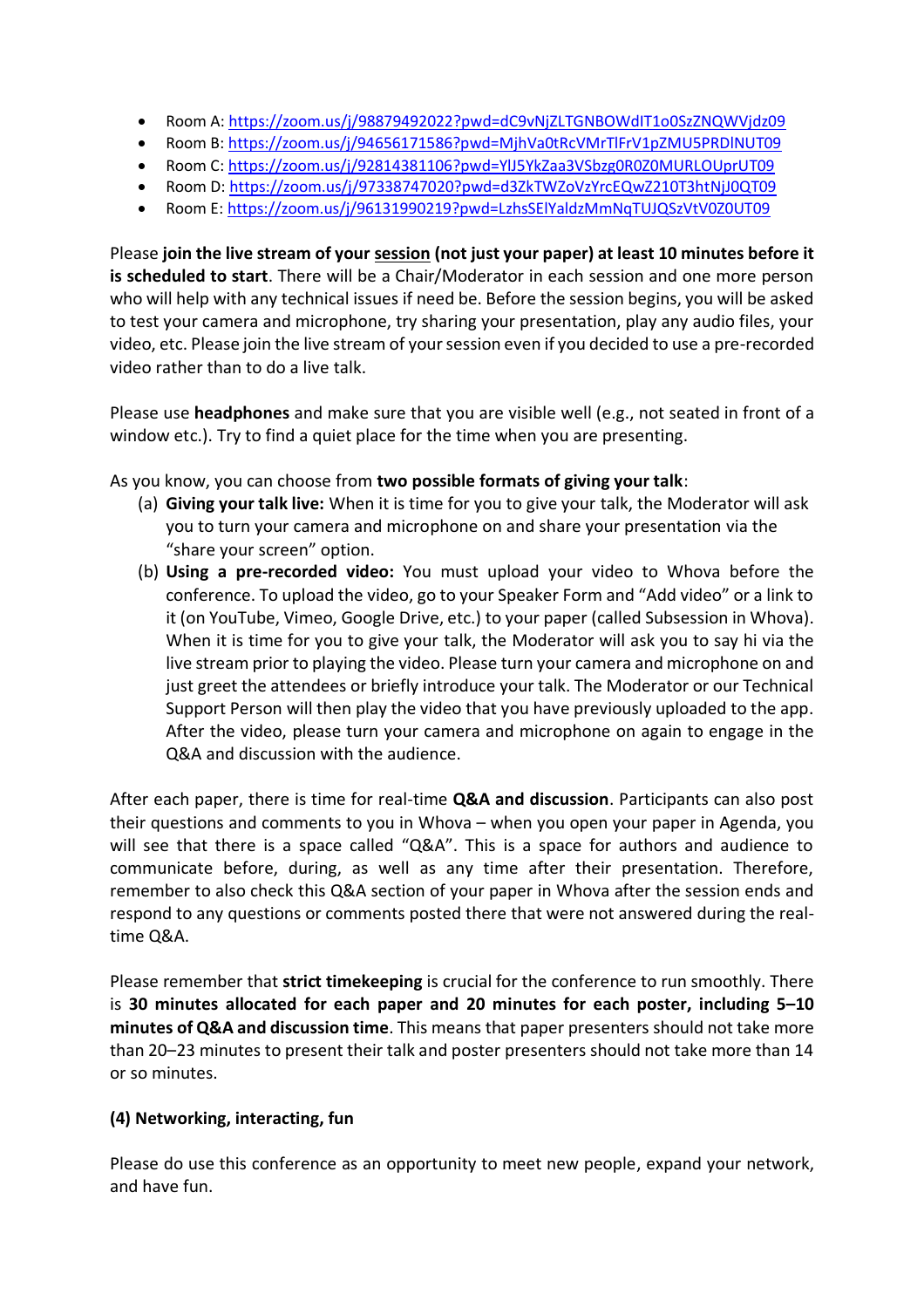- Room A: https://zoom.us/j/98879492022?pwd=dC9vNjZLTGNBOWdlT1o0SzZNQWVjdz09
- Room B: https://zoom.us/j/94656171586?pwd=MjhVa0tRcVMrTlFrV1pZMU5PRDlNUT09
- Room C: https://zoom.us/j/92814381106?pwd=YlJ5YkZaa3VSbzg0R0Z0MURLOUprUT09
- Room D: https://zoom.us/j/97338747020?pwd=d3ZkTWZoVzYrcEQwZ210T3htNjJ0QT09
- Room E: https://zoom.us/j/96131990219?pwd=LzhsSElYaldzMmNqTUJQSzVtV0Z0UT09

Please **join the live stream of your session (not just your paper) at least 10 minutes before it is scheduled to start**. There will be a Chair/Moderator in each session and one more person who will help with any technical issues if need be. Before the session begins, you will be asked to test your camera and microphone, try sharing your presentation, play any audio files, your video, etc. Please join the live stream of your session even if you decided to use a pre-recorded video rather than to do a live talk.

Please use **headphones** and make sure that you are visible well (e.g., not seated in front of a window etc.). Try to find a quiet place for the time when you are presenting.

As you know, you can choose from **two possible formats of giving your talk**:

(a) **Giving your talk live:** When it is time for you to give your talk, the Moderator will ask you to turn your camera and microphone on and share your presentation via the "share your screen" option.

(b) **Using a pre-recorded video:** You must upload your video to Whova before the conference. To upload the video, go to your Speaker Form and "Add video" or a link to it (on YouTube, Vimeo, Google Drive, etc.) to your paper (called Subsession in Whova). When it is time for you to give your talk, the Moderator will ask you to say hi via the live stream prior to playing the video. Please turn your camera and microphone on and just greet the attendees or briefly introduce your talk. The Moderator or our Technical Support Person will then play the video that you have previously uploaded to the app. After the video, please turn your camera and microphone on again to engage in the Q&A and discussion with the audience.

After each paper, there is time for real-time **Q&A and discussion**. Participants can also post their questions and comments to you in Whova – when you open your paper in Agenda, you will see that there is a space called "Q&A". This is a space for authors and audience to communicate before, during, as well as any time after their presentation. Therefore, remember to also check this Q&A section of your paper in Whova after the session ends and respond to any questions or comments posted there that were not answered during the real-time Q&A.

Please remember that **strict timekeeping** is crucial for the conference to run smoothly. There is **30 minutes allocated for each paper and 20 minutes for each poster, including 5–10 minutes of Q&A and discussion time**. This means that paper presenters should not take more than 20–23 minutes to present their talk and poster presenters should not take more than 14 or so minutes.

**(4) Networking, interacting, fun**

Please do use this conference as an opportunity to meet new people, expand your network, and have fun.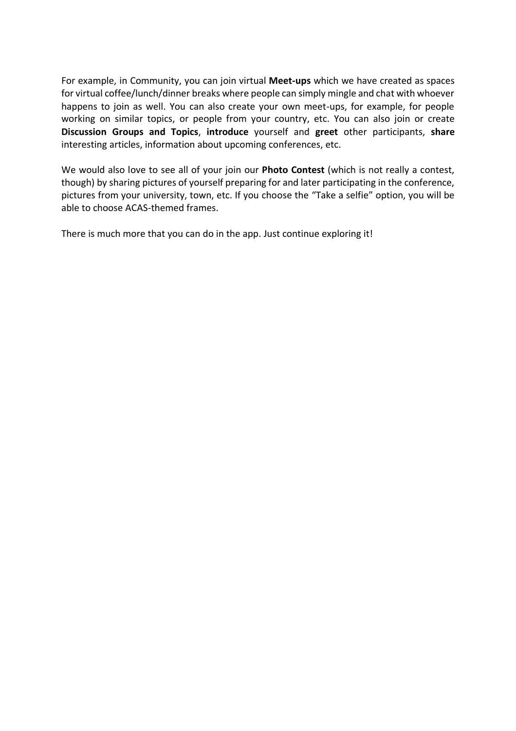For example, in Community, you can join virtual **Meet-ups** which we have created as spaces for virtual coffee/lunch/dinner breaks where people can simply mingle and chat with whoever happens to join as well. You can also create your own meet-ups, for example, for people working on similar topics, or people from your country, etc. You can also join or create **Discussion Groups and Topics**, **introduce** yourself and **greet** other participants, **share** interesting articles, information about upcoming conferences, etc.

We would also love to see all of your join our **Photo Contest** (which is not really a contest, though) by sharing pictures of yourself preparing for and later participating in the conference, pictures from your university, town, etc. If you choose the "Take a selfie" option, you will be able to choose ACAS-themed frames.

There is much more that you can do in the app. Just continue exploring it!